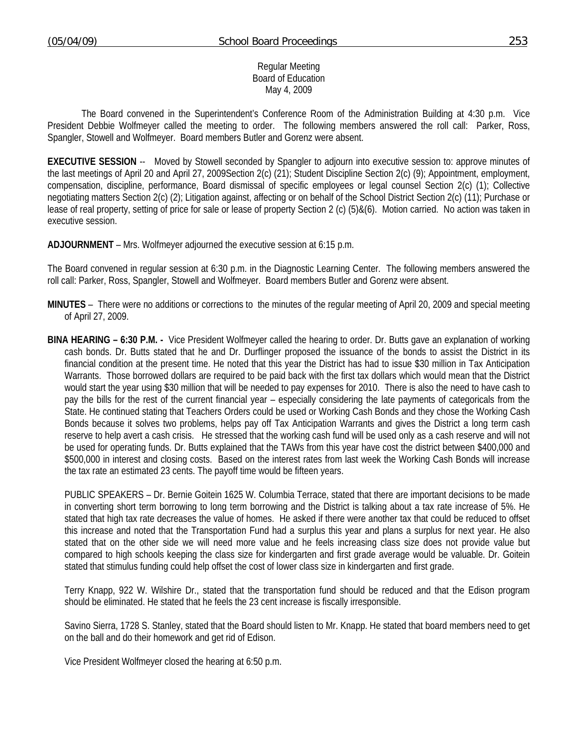Regular Meeting
Board of Education
May 4, 2009

The Board convened in the Superintendent's Conference Room of the Administration Building at 4:30 p.m. Vice President Debbie Wolfmeyer called the meeting to order. The following members answered the roll call: Parker, Ross, Spangler, Stowell and Wolfmeyer. Board members Butler and Gorenz were absent.

**EXECUTIVE SESSION** -- Moved by Stowell seconded by Spangler to adjourn into executive session to: approve minutes of the last meetings of April 20 and April 27, 2009Section 2(c) (21); Student Discipline Section 2(c) (9); Appointment, employment, compensation, discipline, performance, Board dismissal of specific employees or legal counsel Section 2(c) (1); Collective negotiating matters Section 2(c) (2); Litigation against, affecting or on behalf of the School District Section 2(c) (11); Purchase or lease of real property, setting of price for sale or lease of property Section 2 (c) (5)&(6). Motion carried. No action was taken in executive session.

**ADJOURNMENT** – Mrs. Wolfmeyer adjourned the executive session at 6:15 p.m.

The Board convened in regular session at 6:30 p.m. in the Diagnostic Learning Center. The following members answered the roll call: Parker, Ross, Spangler, Stowell and Wolfmeyer. Board members Butler and Gorenz were absent.

**MINUTES** – There were no additions or corrections to the minutes of the regular meeting of April 20, 2009 and special meeting of April 27, 2009.

**BINA HEARING – 6:30 P.M. -** Vice President Wolfmeyer called the hearing to order. Dr. Butts gave an explanation of working cash bonds. Dr. Butts stated that he and Dr. Durflinger proposed the issuance of the bonds to assist the District in its financial condition at the present time. He noted that this year the District has had to issue $30 million in Tax Anticipation Warrants. Those borrowed dollars are required to be paid back with the first tax dollars which would mean that the District would start the year using $30 million that will be needed to pay expenses for 2010. There is also the need to have cash to pay the bills for the rest of the current financial year – especially considering the late payments of categoricals from the State. He continued stating that Teachers Orders could be used or Working Cash Bonds and they chose the Working Cash Bonds because it solves two problems, helps pay off Tax Anticipation Warrants and gives the District a long term cash reserve to help avert a cash crisis. He stressed that the working cash fund will be used only as a cash reserve and will not be used for operating funds. Dr. Butts explained that the TAWs from this year have cost the district between $400,000 and $500,000 in interest and closing costs. Based on the interest rates from last week the Working Cash Bonds will increase the tax rate an estimated 23 cents. The payoff time would be fifteen years.

PUBLIC SPEAKERS – Dr. Bernie Goitein 1625 W. Columbia Terrace, stated that there are important decisions to be made in converting short term borrowing to long term borrowing and the District is talking about a tax rate increase of 5%. He stated that high tax rate decreases the value of homes. He asked if there were another tax that could be reduced to offset this increase and noted that the Transportation Fund had a surplus this year and plans a surplus for next year. He also stated that on the other side we will need more value and he feels increasing class size does not provide value but compared to high schools keeping the class size for kindergarten and first grade average would be valuable. Dr. Goitein stated that stimulus funding could help offset the cost of lower class size in kindergarten and first grade.

Terry Knapp, 922 W. Wilshire Dr., stated that the transportation fund should be reduced and that the Edison program should be eliminated. He stated that he feels the 23 cent increase is fiscally irresponsible.

Savino Sierra, 1728 S. Stanley, stated that the Board should listen to Mr. Knapp. He stated that board members need to get on the ball and do their homework and get rid of Edison.

Vice President Wolfmeyer closed the hearing at 6:50 p.m.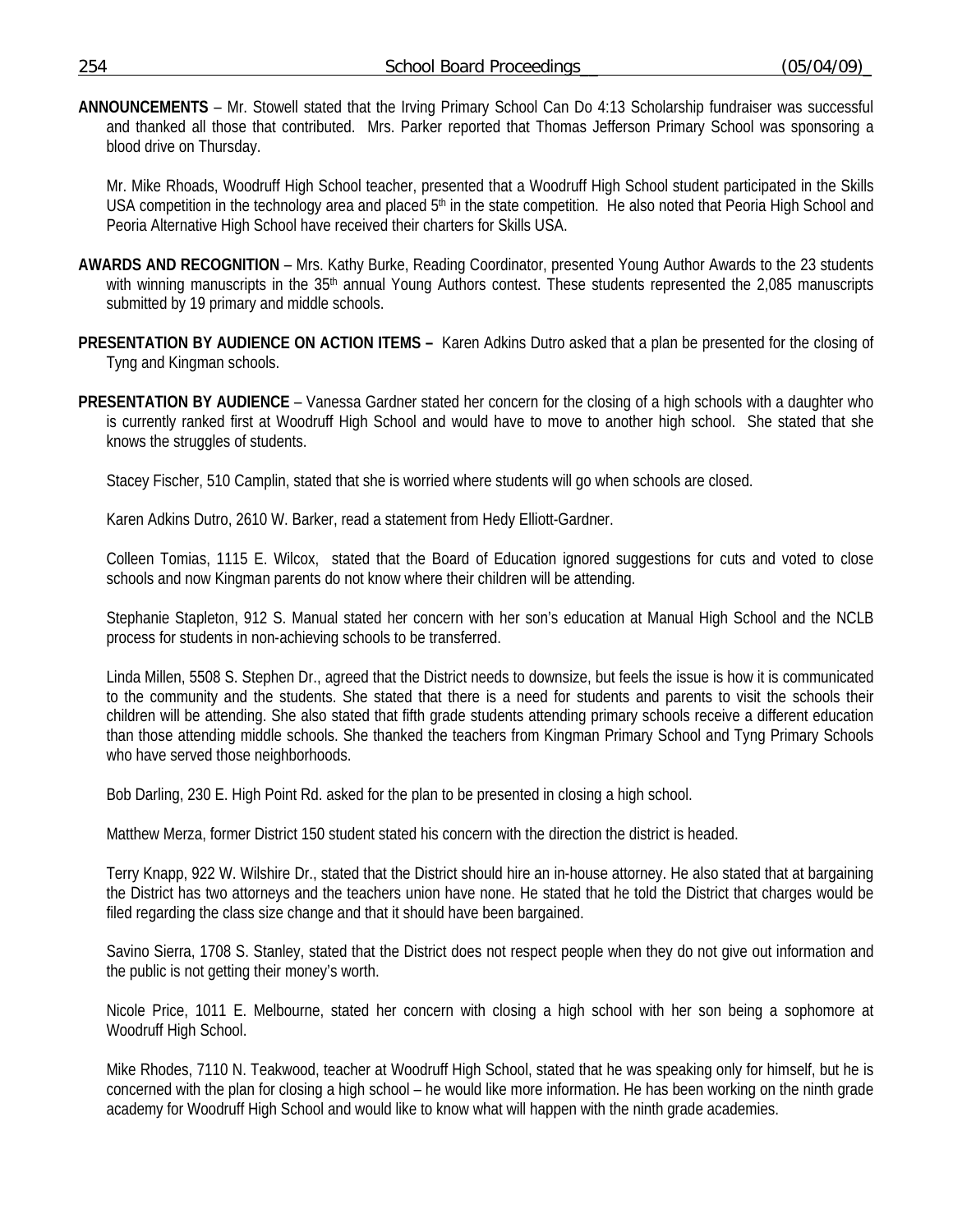**ANNOUNCEMENTS** – Mr. Stowell stated that the Irving Primary School Can Do 4:13 Scholarship fundraiser was successful and thanked all those that contributed. Mrs. Parker reported that Thomas Jefferson Primary School was sponsoring a blood drive on Thursday.

Mr. Mike Rhoads, Woodruff High School teacher, presented that a Woodruff High School student participated in the Skills USA competition in the technology area and placed 5th in the state competition. He also noted that Peoria High School and Peoria Alternative High School have received their charters for Skills USA.

**AWARDS AND RECOGNITION** – Mrs. Kathy Burke, Reading Coordinator, presented Young Author Awards to the 23 students with winning manuscripts in the 35th annual Young Authors contest. These students represented the 2,085 manuscripts submitted by 19 primary and middle schools.

**PRESENTATION BY AUDIENCE ON ACTION ITEMS –** Karen Adkins Dutro asked that a plan be presented for the closing of Tyng and Kingman schools.

**PRESENTATION BY AUDIENCE** – Vanessa Gardner stated her concern for the closing of a high schools with a daughter who is currently ranked first at Woodruff High School and would have to move to another high school. She stated that she knows the struggles of students.

Stacey Fischer, 510 Camplin, stated that she is worried where students will go when schools are closed.

Karen Adkins Dutro, 2610 W. Barker, read a statement from Hedy Elliott-Gardner.

Colleen Tomias, 1115 E. Wilcox, stated that the Board of Education ignored suggestions for cuts and voted to close schools and now Kingman parents do not know where their children will be attending.

Stephanie Stapleton, 912 S. Manual stated her concern with her son's education at Manual High School and the NCLB process for students in non-achieving schools to be transferred.

Linda Millen, 5508 S. Stephen Dr., agreed that the District needs to downsize, but feels the issue is how it is communicated to the community and the students. She stated that there is a need for students and parents to visit the schools their children will be attending. She also stated that fifth grade students attending primary schools receive a different education than those attending middle schools. She thanked the teachers from Kingman Primary School and Tyng Primary Schools who have served those neighborhoods.

Bob Darling, 230 E. High Point Rd. asked for the plan to be presented in closing a high school.

Matthew Merza, former District 150 student stated his concern with the direction the district is headed.

Terry Knapp, 922 W. Wilshire Dr., stated that the District should hire an in-house attorney. He also stated that at bargaining the District has two attorneys and the teachers union have none. He stated that he told the District that charges would be filed regarding the class size change and that it should have been bargained.

Savino Sierra, 1708 S. Stanley, stated that the District does not respect people when they do not give out information and the public is not getting their money's worth.

Nicole Price, 1011 E. Melbourne, stated her concern with closing a high school with her son being a sophomore at Woodruff High School.

Mike Rhodes, 7110 N. Teakwood, teacher at Woodruff High School, stated that he was speaking only for himself, but he is concerned with the plan for closing a high school – he would like more information. He has been working on the ninth grade academy for Woodruff High School and would like to know what will happen with the ninth grade academies.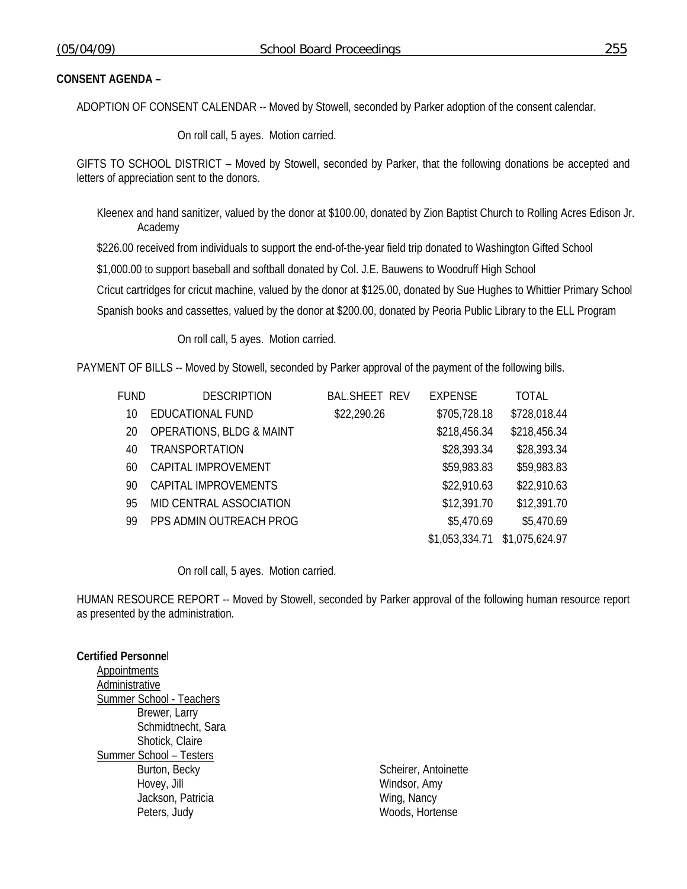**CONSENT AGENDA –**

ADOPTION OF CONSENT CALENDAR -- Moved by Stowell, seconded by Parker adoption of the consent calendar.

On roll call, 5 ayes. Motion carried.

GIFTS TO SCHOOL DISTRICT – Moved by Stowell, seconded by Parker, that the following donations be accepted and letters of appreciation sent to the donors.

Kleenex and hand sanitizer, valued by the donor at $100.00, donated by Zion Baptist Church to Rolling Acres Edison Jr. Academy

$226.00 received from individuals to support the end-of-the-year field trip donated to Washington Gifted School

$1,000.00 to support baseball and softball donated by Col. J.E. Bauwens to Woodruff High School

Cricut cartridges for cricut machine, valued by the donor at $125.00, donated by Sue Hughes to Whittier Primary School

Spanish books and cassettes, valued by the donor at $200.00, donated by Peoria Public Library to the ELL Program

On roll call, 5 ayes. Motion carried.

PAYMENT OF BILLS -- Moved by Stowell, seconded by Parker approval of the payment of the following bills.

| FUND | DESCRIPTION | BAL.SHEET REV | EXPENSE | TOTAL |
|---|---|---|---|---|
| 10 | EDUCATIONAL FUND | $22,290.26 | $705,728.18 | $728,018.44 |
| 20 | OPERATIONS, BLDG & MAINT | | $218,456.34 | $218,456.34 |
| 40 | TRANSPORTATION | | $28,393.34 | $28,393.34 |
| 60 | CAPITAL IMPROVEMENT | | $59,983.83 | $59,983.83 |
| 90 | CAPITAL IMPROVEMENTS | | $22,910.63 | $22,910.63 |
| 95 | MID CENTRAL ASSOCIATION | | $12,391.70 | $12,391.70 |
| 99 | PPS ADMIN OUTREACH PROG | | $5,470.69 | $5,470.69 |
| | | | $1,053,334.71 | $1,075,624.97 |

On roll call, 5 ayes. Motion carried.

HUMAN RESOURCE REPORT -- Moved by Stowell, seconded by Parker approval of the following human resource report as presented by the administration.

**Certified Personnel**

Appointments

Administrative

Summer School - Teachers

Brewer, Larry
Schmidtnecht, Sara
Shotick, Claire

Summer School – Testers

Burton, Becky
Hovey, Jill
Jackson, Patricia
Peters, Judy
Scheirer, Antoinette
Windsor, Amy
Wing, Nancy
Woods, Hortense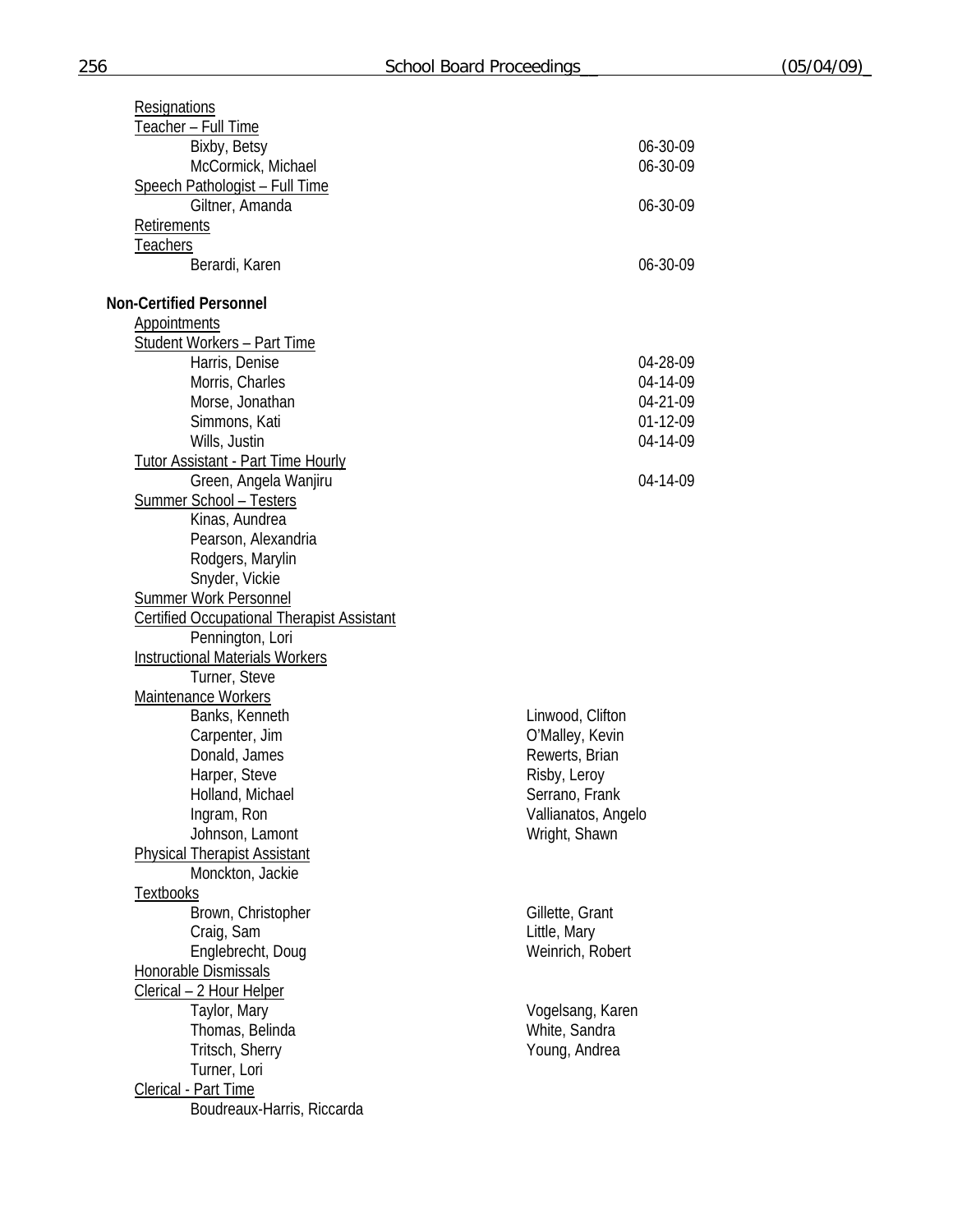Resignations

Teacher – Full Time

| | |
|---|---|
| Bixby, Betsy | 06-30-09 |
| McCormick, Michael | 06-30-09 |

Speech Pathologist – Full Time

| | |
|---|---|
| Giltner, Amanda | 06-30-09 |

Retirements

Teachers

| | |
|---|---|
| Berardi, Karen | 06-30-09 |

**Non-Certified Personnel**

Appointments

Student Workers – Part Time

| | |
|---|---|
| Harris, Denise | 04-28-09 |
| Morris, Charles | 04-14-09 |
| Morse, Jonathan | 04-21-09 |
| Simmons, Kati | 01-12-09 |
| Wills, Justin | 04-14-09 |

Tutor Assistant - Part Time Hourly

| | |
|---|---|
| Green, Angela Wanjiru | 04-14-09 |

Summer School – Testers

Kinas, Aundrea
Pearson, Alexandria
Rodgers, Marylin
Snyder, Vickie

Summer Work Personnel

Certified Occupational Therapist Assistant

Pennington, Lori

Instructional Materials Workers

Turner, Steve

Maintenance Workers

Banks, Kenneth
Carpenter, Jim
Donald, James
Harper, Steve
Holland, Michael
Ingram, Ron
Johnson, Lamont
Linwood, Clifton
O'Malley, Kevin
Rewerts, Brian
Risby, Leroy
Serrano, Frank
Vallianatos, Angelo
Wright, Shawn

Physical Therapist Assistant

Monckton, Jackie

Textbooks

Brown, Christopher
Craig, Sam
Englebrecht, Doug
Gillette, Grant
Little, Mary
Weinrich, Robert

Honorable Dismissals

Clerical – 2 Hour Helper

Taylor, Mary
Thomas, Belinda
Tritsch, Sherry
Turner, Lori
Vogelsang, Karen
White, Sandra
Young, Andrea

Clerical - Part Time

Boudreaux-Harris, Riccarda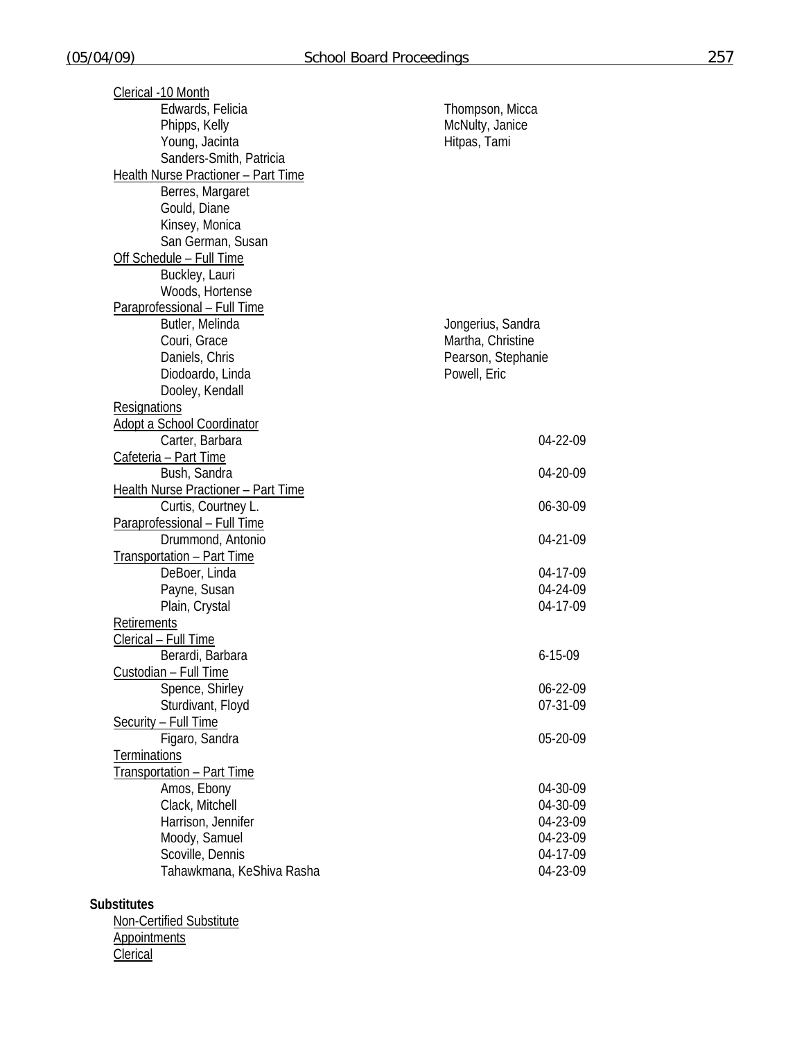Clerical -10 Month

- Edwards, Felicia
- Phipps, Kelly
- Young, Jacinta
- Sanders-Smith, Patricia
- Thompson, Micca
- McNulty, Janice
- Hitpas, Tami

Health Nurse Practioner – Part Time

- Berres, Margaret
- Gould, Diane
- Kinsey, Monica
- San German, Susan

Off Schedule – Full Time

- Buckley, Lauri
- Woods, Hortense

Paraprofessional – Full Time

- Butler, Melinda
- Couri, Grace
- Daniels, Chris
- Diodoardo, Linda
- Dooley, Kendall
- Jongerius, Sandra
- Martha, Christine
- Pearson, Stephanie
- Powell, Eric

Resignations

Adopt a School Coordinator

| | |
|---|---|
| Carter, Barbara | 04-22-09 |

Cafeteria – Part Time

| | |
|---|---|
| Bush, Sandra | 04-20-09 |

Health Nurse Practioner – Part Time

| | |
|---|---|
| Curtis, Courtney L. | 06-30-09 |

Paraprofessional – Full Time

| | |
|---|---|
| Drummond, Antonio | 04-21-09 |

Transportation – Part Time

| | |
|---|---|
| DeBoer, Linda | 04-17-09 |
| Payne, Susan | 04-24-09 |
| Plain, Crystal | 04-17-09 |

Retirements

Clerical – Full Time

| | |
|---|---|
| Berardi, Barbara | 6-15-09 |

Custodian – Full Time

| | |
|---|---|
| Spence, Shirley | 06-22-09 |
| Sturdivant, Floyd | 07-31-09 |

Security – Full Time

| | |
|---|---|
| Figaro, Sandra | 05-20-09 |

Terminations

Transportation – Part Time

| | |
|---|---|
| Amos, Ebony | 04-30-09 |
| Clack, Mitchell | 04-30-09 |
| Harrison, Jennifer | 04-23-09 |
| Moody, Samuel | 04-23-09 |
| Scoville, Dennis | 04-17-09 |
| Tahawkmana, KeShiva Rasha | 04-23-09 |

**Substitutes**

Non-Certified Substitute

Appointments

Clerical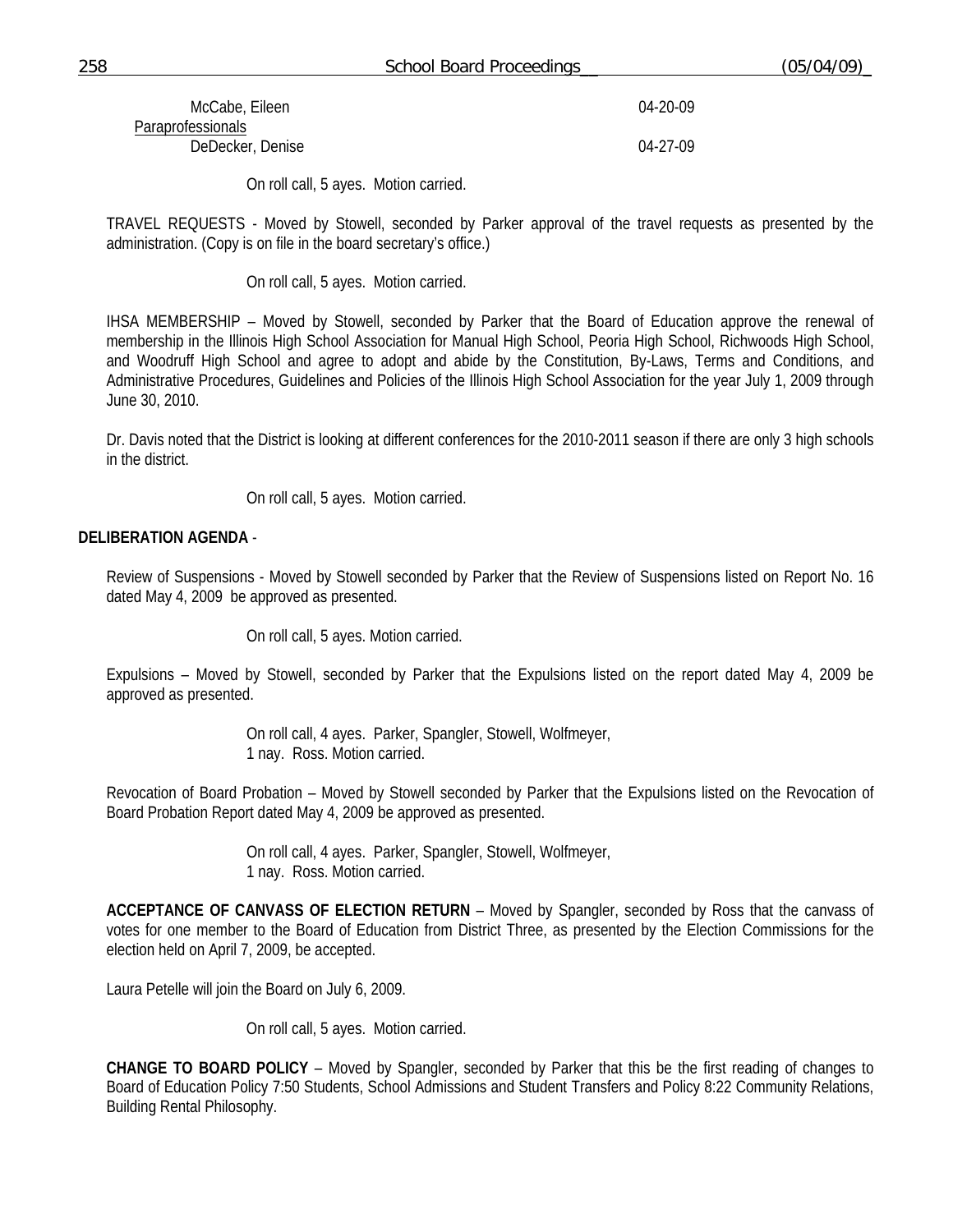McCabe, Eileen 04-20-09

Paraprofessionals

DeDecker, Denise 04-27-09

On roll call, 5 ayes. Motion carried.

TRAVEL REQUESTS - Moved by Stowell, seconded by Parker approval of the travel requests as presented by the administration. (Copy is on file in the board secretary's office.)

On roll call, 5 ayes. Motion carried.

IHSA MEMBERSHIP – Moved by Stowell, seconded by Parker that the Board of Education approve the renewal of membership in the Illinois High School Association for Manual High School, Peoria High School, Richwoods High School, and Woodruff High School and agree to adopt and abide by the Constitution, By-Laws, Terms and Conditions, and Administrative Procedures, Guidelines and Policies of the Illinois High School Association for the year July 1, 2009 through June 30, 2010.

Dr. Davis noted that the District is looking at different conferences for the 2010-2011 season if there are only 3 high schools in the district.

On roll call, 5 ayes. Motion carried.

**DELIBERATION AGENDA** -

Review of Suspensions - Moved by Stowell seconded by Parker that the Review of Suspensions listed on Report No. 16 dated May 4, 2009 be approved as presented.

On roll call, 5 ayes. Motion carried.

Expulsions – Moved by Stowell, seconded by Parker that the Expulsions listed on the report dated May 4, 2009 be approved as presented.

On roll call, 4 ayes. Parker, Spangler, Stowell, Wolfmeyer,
1 nay. Ross. Motion carried.

Revocation of Board Probation – Moved by Stowell seconded by Parker that the Expulsions listed on the Revocation of Board Probation Report dated May 4, 2009 be approved as presented.

On roll call, 4 ayes. Parker, Spangler, Stowell, Wolfmeyer,
1 nay. Ross. Motion carried.

**ACCEPTANCE OF CANVASS OF ELECTION RETURN** – Moved by Spangler, seconded by Ross that the canvass of votes for one member to the Board of Education from District Three, as presented by the Election Commissions for the election held on April 7, 2009, be accepted.

Laura Petelle will join the Board on July 6, 2009.

On roll call, 5 ayes. Motion carried.

**CHANGE TO BOARD POLICY** – Moved by Spangler, seconded by Parker that this be the first reading of changes to Board of Education Policy 7:50 Students, School Admissions and Student Transfers and Policy 8:22 Community Relations, Building Rental Philosophy.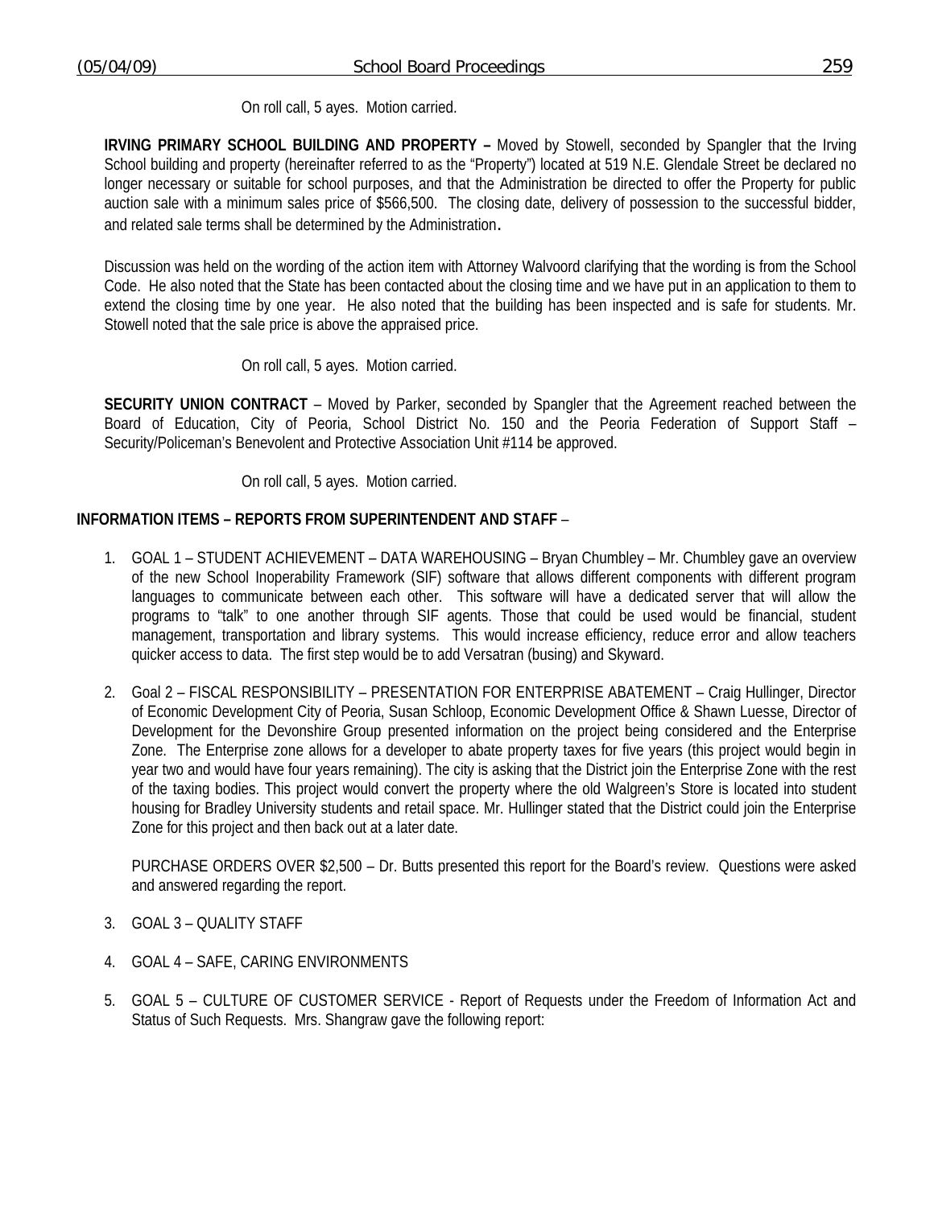On roll call, 5 ayes. Motion carried.

**IRVING PRIMARY SCHOOL BUILDING AND PROPERTY –** Moved by Stowell, seconded by Spangler that the Irving School building and property (hereinafter referred to as the "Property") located at 519 N.E. Glendale Street be declared no longer necessary or suitable for school purposes, and that the Administration be directed to offer the Property for public auction sale with a minimum sales price of $566,500. The closing date, delivery of possession to the successful bidder, and related sale terms shall be determined by the Administration.

Discussion was held on the wording of the action item with Attorney Walvoord clarifying that the wording is from the School Code. He also noted that the State has been contacted about the closing time and we have put in an application to them to extend the closing time by one year. He also noted that the building has been inspected and is safe for students. Mr. Stowell noted that the sale price is above the appraised price.

On roll call, 5 ayes. Motion carried.

**SECURITY UNION CONTRACT** – Moved by Parker, seconded by Spangler that the Agreement reached between the Board of Education, City of Peoria, School District No. 150 and the Peoria Federation of Support Staff – Security/Policeman's Benevolent and Protective Association Unit #114 be approved.

On roll call, 5 ayes. Motion carried.

**INFORMATION ITEMS – REPORTS FROM SUPERINTENDENT AND STAFF** –

1. GOAL 1 – STUDENT ACHIEVEMENT – DATA WAREHOUSING – Bryan Chumbley – Mr. Chumbley gave an overview of the new School Inoperability Framework (SIF) software that allows different components with different program languages to communicate between each other. This software will have a dedicated server that will allow the programs to "talk" to one another through SIF agents. Those that could be used would be financial, student management, transportation and library systems. This would increase efficiency, reduce error and allow teachers quicker access to data. The first step would be to add Versatran (busing) and Skyward.

2. Goal 2 – FISCAL RESPONSIBILITY – PRESENTATION FOR ENTERPRISE ABATEMENT – Craig Hullinger, Director of Economic Development City of Peoria, Susan Schloop, Economic Development Office & Shawn Luesse, Director of Development for the Devonshire Group presented information on the project being considered and the Enterprise Zone. The Enterprise zone allows for a developer to abate property taxes for five years (this project would begin in year two and would have four years remaining). The city is asking that the District join the Enterprise Zone with the rest of the taxing bodies. This project would convert the property where the old Walgreen's Store is located into student housing for Bradley University students and retail space. Mr. Hullinger stated that the District could join the Enterprise Zone for this project and then back out at a later date.

   PURCHASE ORDERS OVER $2,500 – Dr. Butts presented this report for the Board's review. Questions were asked and answered regarding the report.

3. GOAL 3 – QUALITY STAFF

4. GOAL 4 – SAFE, CARING ENVIRONMENTS

5. GOAL 5 – CULTURE OF CUSTOMER SERVICE - Report of Requests under the Freedom of Information Act and Status of Such Requests. Mrs. Shangraw gave the following report: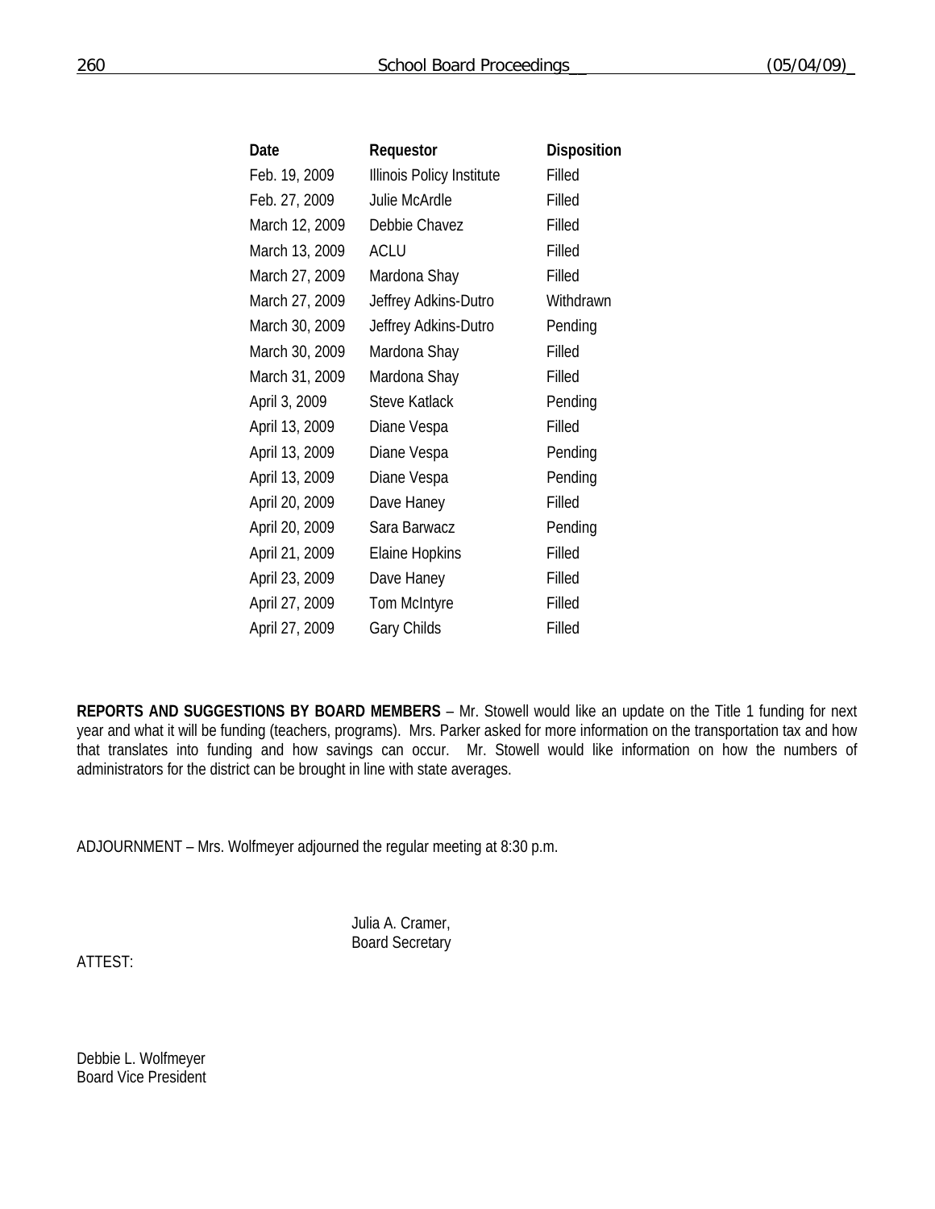| Date | Requestor | Disposition |
|---|---|---|
| Feb. 19, 2009 | Illinois Policy Institute | Filled |
| Feb. 27, 2009 | Julie McArdle | Filled |
| March 12, 2009 | Debbie Chavez | Filled |
| March 13, 2009 | ACLU | Filled |
| March 27, 2009 | Mardona Shay | Filled |
| March 27, 2009 | Jeffrey Adkins-Dutro | Withdrawn |
| March 30, 2009 | Jeffrey Adkins-Dutro | Pending |
| March 30, 2009 | Mardona Shay | Filled |
| March 31, 2009 | Mardona Shay | Filled |
| April 3, 2009 | Steve Katlack | Pending |
| April 13, 2009 | Diane Vespa | Filled |
| April 13, 2009 | Diane Vespa | Pending |
| April 13, 2009 | Diane Vespa | Pending |
| April 20, 2009 | Dave Haney | Filled |
| April 20, 2009 | Sara Barwacz | Pending |
| April 21, 2009 | Elaine Hopkins | Filled |
| April 23, 2009 | Dave Haney | Filled |
| April 27, 2009 | Tom McIntyre | Filled |
| April 27, 2009 | Gary Childs | Filled |

**REPORTS AND SUGGESTIONS BY BOARD MEMBERS** – Mr. Stowell would like an update on the Title 1 funding for next year and what it will be funding (teachers, programs). Mrs. Parker asked for more information on the transportation tax and how that translates into funding and how savings can occur. Mr. Stowell would like information on how the numbers of administrators for the district can be brought in line with state averages.

ADJOURNMENT – Mrs. Wolfmeyer adjourned the regular meeting at 8:30 p.m.

Julia A. Cramer,
Board Secretary

ATTEST:

Debbie L. Wolfmeyer
Board Vice President